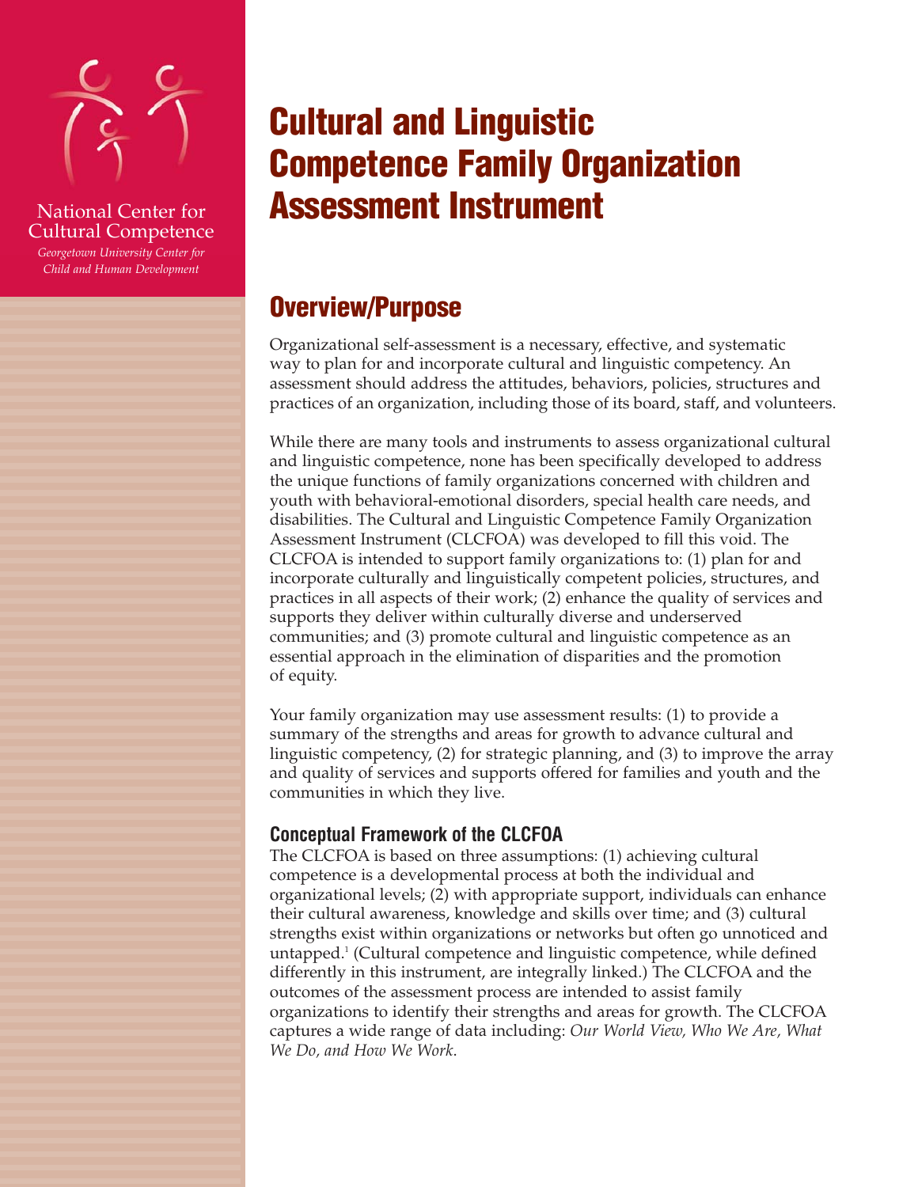National Center for Cultural Competence

*Georgetown University Center for Child and Human Development*

# Cultural and Linguistic Competence Family Organization Assessment Instrument

## Overview/Purpose

Organizational self-assessment is a necessary, effective, and systematic way to plan for and incorporate cultural and linguistic competency. An assessment should address the attitudes, behaviors, policies, structures and practices of an organization, including those of its board, staff, and volunteers.

While there are many tools and instruments to assess organizational cultural and linguistic competence, none has been specifically developed to address the unique functions of family organizations concerned with children and youth with behavioral-emotional disorders, special health care needs, and disabilities. The Cultural and Linguistic Competence Family Organization Assessment Instrument (CLCFOA) was developed to fill this void. The CLCFOA is intended to support family organizations to: (1) plan for and incorporate culturally and linguistically competent policies, structures, and practices in all aspects of their work; (2) enhance the quality of services and supports they deliver within culturally diverse and underserved communities; and (3) promote cultural and linguistic competence as an essential approach in the elimination of disparities and the promotion of equity.

Your family organization may use assessment results: (1) to provide a summary of the strengths and areas for growth to advance cultural and linguistic competency, (2) for strategic planning, and (3) to improve the array and quality of services and supports offered for families and youth and the communities in which they live.

### Conceptual Framework of the CLCFOA

The CLCFOA is based on three assumptions: (1) achieving cultural competence is a developmental process at both the individual and organizational levels; (2) with appropriate support, individuals can enhance their cultural awareness, knowledge and skills over time; and (3) cultural strengths exist within organizations or networks but often go unnoticed and untapped.[1] (Cultural competence and linguistic competence, while defined differently in this instrument, are integrally linked.) The CLCFOA and the outcomes of the assessment process are intended to assist family organizations to identify their strengths and areas for growth. The CLCFOA captures a wide range of data including: *Our World View, Who We Are, What We Do, and How We Work*.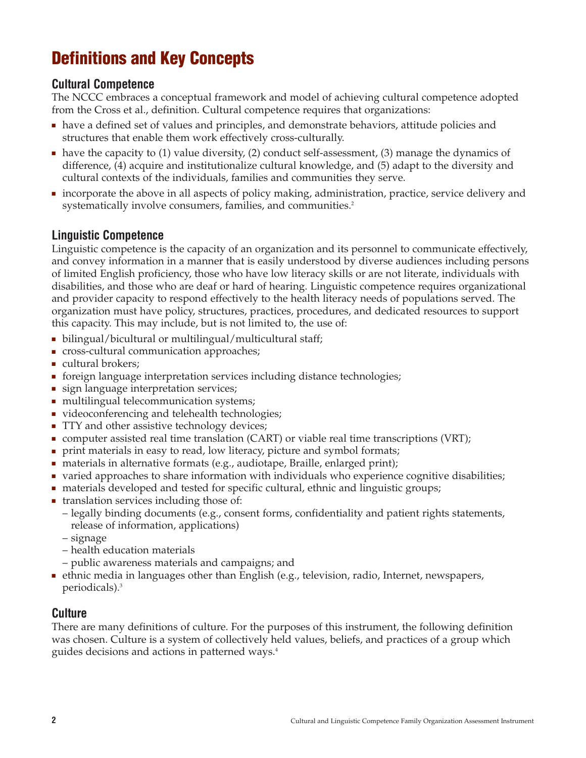# Definitions and Key Concepts

## Cultural Competence

The NCCC embraces a conceptual framework and model of achieving cultural competence adopted from the Cross et al., definition. Cultural competence requires that organizations:

- have a defined set of values and principles, and demonstrate behaviors, attitude policies and structures that enable them work effectively cross-culturally.
- have the capacity to (1) value diversity, (2) conduct self-assessment, (3) manage the dynamics of difference, (4) acquire and institutionalize cultural knowledge, and (5) adapt to the diversity and cultural contexts of the individuals, families and communities they serve.
- incorporate the above in all aspects of policy making, administration, practice, service delivery and systematically involve consumers, families, and communities.[2]

## Linguistic Competence

Linguistic competence is the capacity of an organization and its personnel to communicate effectively, and convey information in a manner that is easily understood by diverse audiences including persons of limited English proficiency, those who have low literacy skills or are not literate, individuals with disabilities, and those who are deaf or hard of hearing. Linguistic competence requires organizational and provider capacity to respond effectively to the health literacy needs of populations served. The organization must have policy, structures, practices, procedures, and dedicated resources to support this capacity. This may include, but is not limited to, the use of:

- bilingual/bicultural or multilingual/multicultural staff;
- cross-cultural communication approaches;
- cultural brokers;
- foreign language interpretation services including distance technologies;
- sign language interpretation services;
- multilingual telecommunication systems;
- videoconferencing and telehealth technologies;
- TTY and other assistive technology devices;
- computer assisted real time translation (CART) or viable real time transcriptions (VRT);
- print materials in easy to read, low literacy, picture and symbol formats;
- materials in alternative formats (e.g., audiotape, Braille, enlarged print);
- varied approaches to share information with individuals who experience cognitive disabilities;
- materials developed and tested for specific cultural, ethnic and linguistic groups;
- translation services including those of:
  - legally binding documents (e.g., consent forms, confidentiality and patient rights statements, release of information, applications)
  - signage
  - health education materials
  - public awareness materials and campaigns; and
- ethnic media in languages other than English (e.g., television, radio, Internet, newspapers, periodicals).[3]

## Culture

There are many definitions of culture. For the purposes of this instrument, the following definition was chosen. Culture is a system of collectively held values, beliefs, and practices of a group which guides decisions and actions in patterned ways.[4]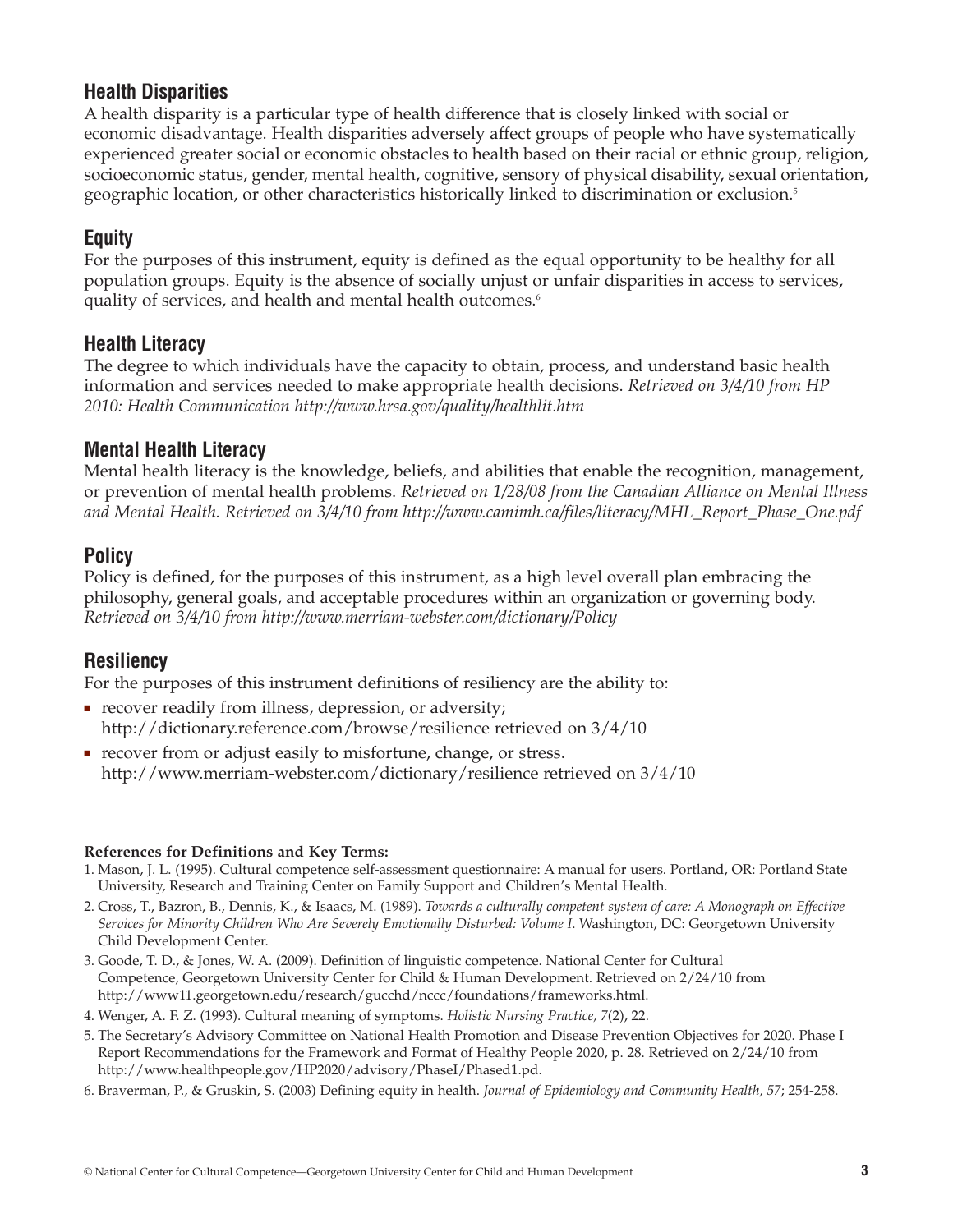## Health Disparities

A health disparity is a particular type of health difference that is closely linked with social or economic disadvantage. Health disparities adversely affect groups of people who have systematically experienced greater social or economic obstacles to health based on their racial or ethnic group, religion, socioeconomic status, gender, mental health, cognitive, sensory of physical disability, sexual orientation, geographic location, or other characteristics historically linked to discrimination or exclusion.[5]

## Equity

For the purposes of this instrument, equity is defined as the equal opportunity to be healthy for all population groups. Equity is the absence of socially unjust or unfair disparities in access to services, quality of services, and health and mental health outcomes.[6]

## Health Literacy

The degree to which individuals have the capacity to obtain, process, and understand basic health information and services needed to make appropriate health decisions. *Retrieved on 3/4/10 from HP 2010: Health Communication http://www.hrsa.gov/quality/healthlit.htm*

## Mental Health Literacy

Mental health literacy is the knowledge, beliefs, and abilities that enable the recognition, management, or prevention of mental health problems. *Retrieved on 1/28/08 from the Canadian Alliance on Mental Illness and Mental Health. Retrieved on 3/4/10 from http://www.camimh.ca/files/literacy/MHL_Report_Phase_One.pdf*

## Policy

Policy is defined, for the purposes of this instrument, as a high level overall plan embracing the philosophy, general goals, and acceptable procedures within an organization or governing body. *Retrieved on 3/4/10 from http://www.merriam-webster.com/dictionary/Policy*

## Resiliency

For the purposes of this instrument definitions of resiliency are the ability to:

- recover readily from illness, depression, or adversity; http://dictionary.reference.com/browse/resilience retrieved on 3/4/10
- recover from or adjust easily to misfortune, change, or stress. http://www.merriam-webster.com/dictionary/resilience retrieved on 3/4/10

**References for Definitions and Key Terms:**

1. Mason, J. L. (1995). Cultural competence self-assessment questionnaire: A manual for users. Portland, OR: Portland State University, Research and Training Center on Family Support and Children's Mental Health.
2. Cross, T., Bazron, B., Dennis, K., & Isaacs, M. (1989). *Towards a culturally competent system of care: A Monograph on Effective Services for Minority Children Who Are Severely Emotionally Disturbed: Volume I*. Washington, DC: Georgetown University Child Development Center.
3. Goode, T. D., & Jones, W. A. (2009). Definition of linguistic competence. National Center for Cultural Competence, Georgetown University Center for Child & Human Development. Retrieved on 2/24/10 from http://www11.georgetown.edu/research/gucchd/nccc/foundations/frameworks.html.
4. Wenger, A. F. Z. (1993). Cultural meaning of symptoms. *Holistic Nursing Practice, 7*(2), 22.
5. The Secretary's Advisory Committee on National Health Promotion and Disease Prevention Objectives for 2020. Phase I Report Recommendations for the Framework and Format of Healthy People 2020, p. 28. Retrieved on 2/24/10 from http://www.healthpeople.gov/HP2020/advisory/PhaseI/Phased1.pd.
6. Braverman, P., & Gruskin, S. (2003) Defining equity in health. *Journal of Epidemiology and Community Health, 57*; 254-258.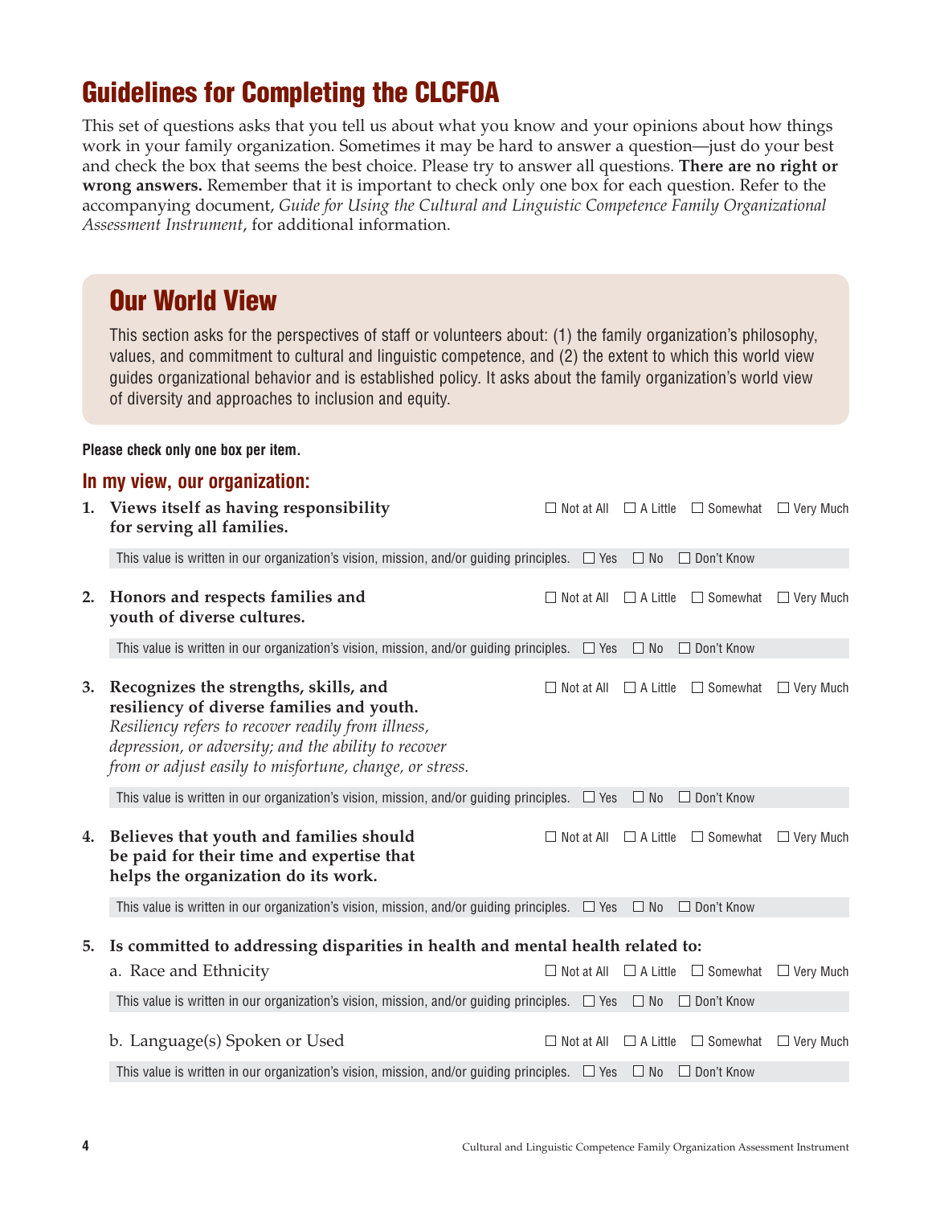# Guidelines for Completing the CLCFOA

This set of questions asks that you tell us about what you know and your opinions about how things work in your family organization. Sometimes it may be hard to answer a question—just do your best and check the box that seems the best choice. Please try to answer all questions. **There are no right or wrong answers.** Remember that it is important to check only one box for each question. Refer to the accompanying document, *Guide for Using the Cultural and Linguistic Competence Family Organizational Assessment Instrument*, for additional information.

## Our World View

This section asks for the perspectives of staff or volunteers about: (1) the family organization's philosophy, values, and commitment to cultural and linguistic competence, and (2) the extent to which this world view guides organizational behavior and is established policy. It asks about the family organization's world view of diversity and approaches to inclusion and equity.

**Please check only one box per item.**

### In my view, our organization:

1. **Views itself as having responsibility for serving all families.** ☐ Not at All ☐ A Little ☐ Somewhat ☐ Very Much

   This value is written in our organization's vision, mission, and/or guiding principles. ☐ Yes ☐ No ☐ Don't Know

2. **Honors and respects families and youth of diverse cultures.** ☐ Not at All ☐ A Little ☐ Somewhat ☐ Very Much

   This value is written in our organization's vision, mission, and/or guiding principles. ☐ Yes ☐ No ☐ Don't Know

3. **Recognizes the strengths, skills, and resiliency of diverse families and youth.** ☐ Not at All ☐ A Little ☐ Somewhat ☐ Very Much
   *Resiliency refers to recover readily from illness, depression, or adversity; and the ability to recover from or adjust easily to misfortune, change, or stress.*

   This value is written in our organization's vision, mission, and/or guiding principles. ☐ Yes ☐ No ☐ Don't Know

4. **Believes that youth and families should be paid for their time and expertise that helps the organization do its work.** ☐ Not at All ☐ A Little ☐ Somewhat ☐ Very Much

   This value is written in our organization's vision, mission, and/or guiding principles. ☐ Yes ☐ No ☐ Don't Know

5. **Is committed to addressing disparities in health and mental health related to:**

   a. Race and Ethnicity ☐ Not at All ☐ A Little ☐ Somewhat ☐ Very Much

   This value is written in our organization's vision, mission, and/or guiding principles. ☐ Yes ☐ No ☐ Don't Know

   b. Language(s) Spoken or Used ☐ Not at All ☐ A Little ☐ Somewhat ☐ Very Much

   This value is written in our organization's vision, mission, and/or guiding principles. ☐ Yes ☐ No ☐ Don't Know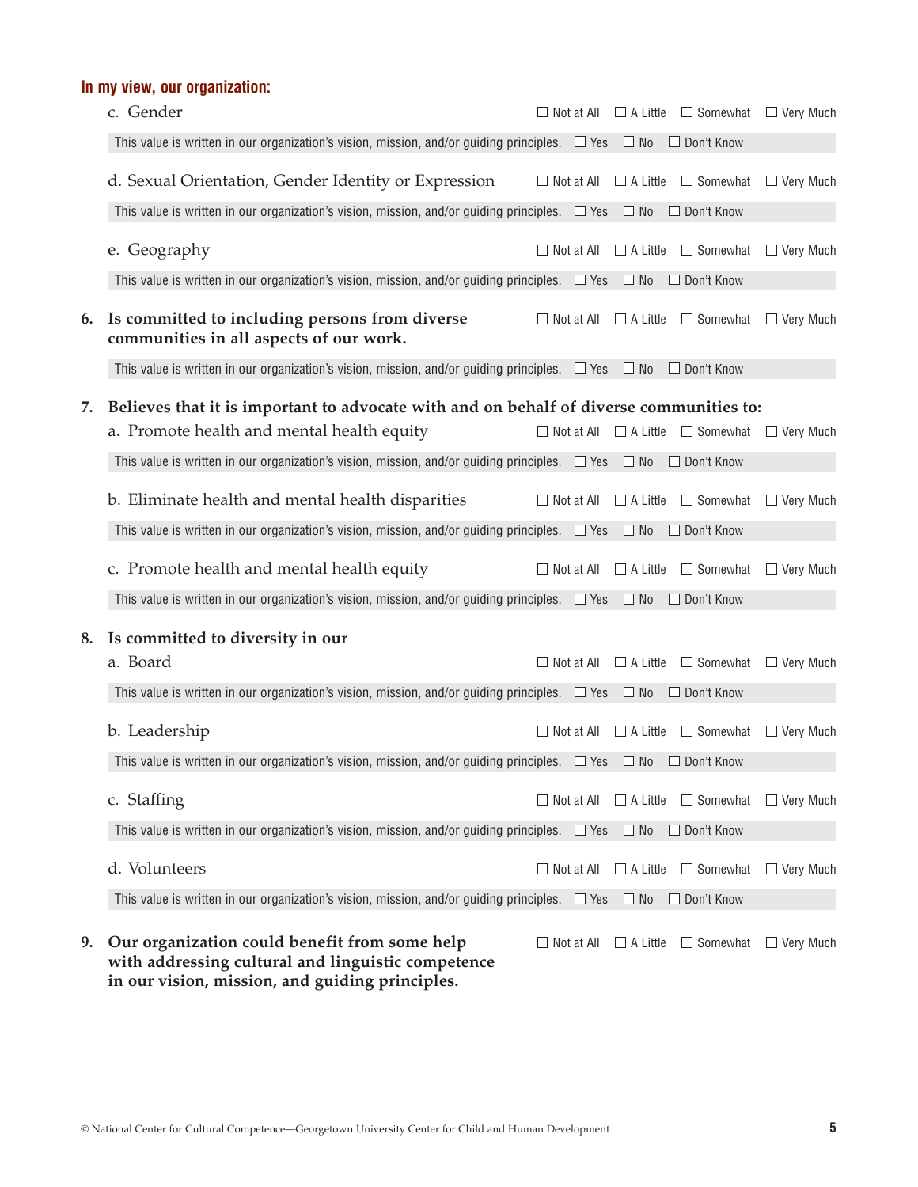**In my view, our organization:**

c. Gender ☐ Not at All ☐ A Little ☐ Somewhat ☐ Very Much

This value is written in our organization's vision, mission, and/or guiding principles. ☐ Yes ☐ No ☐ Don't Know

d. Sexual Orientation, Gender Identity or Expression ☐ Not at All ☐ A Little ☐ Somewhat ☐ Very Much

This value is written in our organization's vision, mission, and/or guiding principles. ☐ Yes ☐ No ☐ Don't Know

e. Geography ☐ Not at All ☐ A Little ☐ Somewhat ☐ Very Much

This value is written in our organization's vision, mission, and/or guiding principles. ☐ Yes ☐ No ☐ Don't Know

**6. Is committed to including persons from diverse communities in all aspects of our work.** ☐ Not at All ☐ A Little ☐ Somewhat ☐ Very Much

This value is written in our organization's vision, mission, and/or guiding principles. ☐ Yes ☐ No ☐ Don't Know

**7. Believes that it is important to advocate with and on behalf of diverse communities to:**

a. Promote health and mental health equity ☐ Not at All ☐ A Little ☐ Somewhat ☐ Very Much

This value is written in our organization's vision, mission, and/or guiding principles. ☐ Yes ☐ No ☐ Don't Know

b. Eliminate health and mental health disparities ☐ Not at All ☐ A Little ☐ Somewhat ☐ Very Much

This value is written in our organization's vision, mission, and/or guiding principles. ☐ Yes ☐ No ☐ Don't Know

c. Promote health and mental health equity ☐ Not at All ☐ A Little ☐ Somewhat ☐ Very Much

This value is written in our organization's vision, mission, and/or guiding principles. ☐ Yes ☐ No ☐ Don't Know

**8. Is committed to diversity in our**

a. Board ☐ Not at All ☐ A Little ☐ Somewhat ☐ Very Much

This value is written in our organization's vision, mission, and/or guiding principles. ☐ Yes ☐ No ☐ Don't Know

b. Leadership ☐ Not at All ☐ A Little ☐ Somewhat ☐ Very Much

This value is written in our organization's vision, mission, and/or guiding principles. ☐ Yes ☐ No ☐ Don't Know

c. Staffing ☐ Not at All ☐ A Little ☐ Somewhat ☐ Very Much

This value is written in our organization's vision, mission, and/or guiding principles. ☐ Yes ☐ No ☐ Don't Know

d. Volunteers ☐ Not at All ☐ A Little ☐ Somewhat ☐ Very Much

This value is written in our organization's vision, mission, and/or guiding principles. ☐ Yes ☐ No ☐ Don't Know

**9. Our organization could benefit from some help with addressing cultural and linguistic competence in our vision, mission, and guiding principles.** ☐ Not at All ☐ A Little ☐ Somewhat ☐ Very Much

© National Center for Cultural Competence—Georgetown University Center for Child and Human Development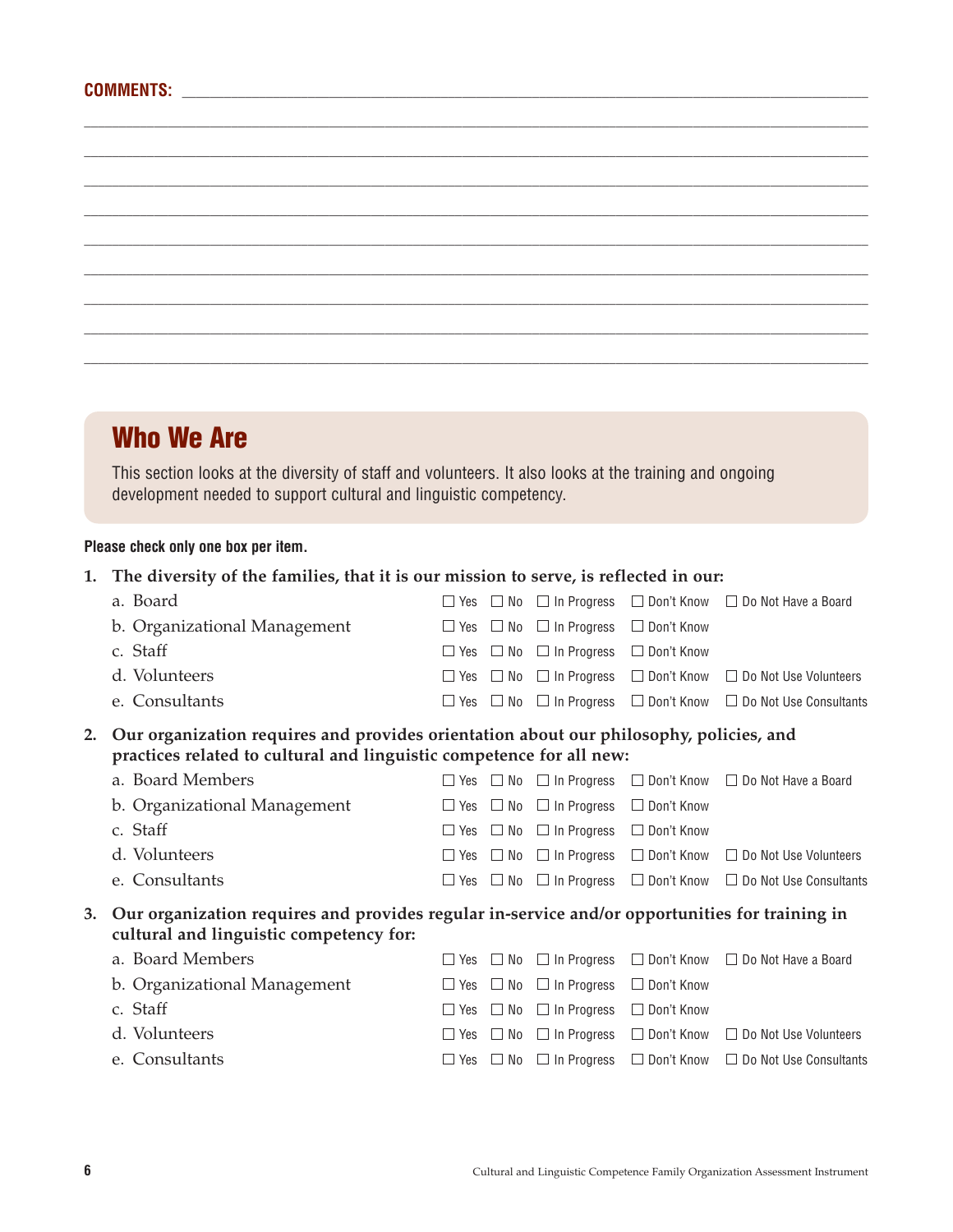**COMMENTS:** ______________________________________________________________

______________________________________________________________________

______________________________________________________________________

______________________________________________________________________

______________________________________________________________________

______________________________________________________________________

______________________________________________________________________

______________________________________________________________________

______________________________________________________________________

______________________________________________________________________

## Who We Are

This section looks at the diversity of staff and volunteers. It also looks at the training and ongoing development needed to support cultural and linguistic competency.

**Please check only one box per item.**

**1. The diversity of the families, that it is our mission to serve, is reflected in our:**

a. Board ☐ Yes ☐ No ☐ In Progress ☐ Don't Know ☐ Do Not Have a Board

b. Organizational Management ☐ Yes ☐ No ☐ In Progress ☐ Don't Know

c. Staff ☐ Yes ☐ No ☐ In Progress ☐ Don't Know

d. Volunteers ☐ Yes ☐ No ☐ In Progress ☐ Don't Know ☐ Do Not Use Volunteers

e. Consultants ☐ Yes ☐ No ☐ In Progress ☐ Don't Know ☐ Do Not Use Consultants

**2. Our organization requires and provides orientation about our philosophy, policies, and practices related to cultural and linguistic competence for all new:**

a. Board Members ☐ Yes ☐ No ☐ In Progress ☐ Don't Know ☐ Do Not Have a Board

b. Organizational Management ☐ Yes ☐ No ☐ In Progress ☐ Don't Know

c. Staff ☐ Yes ☐ No ☐ In Progress ☐ Don't Know

d. Volunteers ☐ Yes ☐ No ☐ In Progress ☐ Don't Know ☐ Do Not Use Volunteers

e. Consultants ☐ Yes ☐ No ☐ In Progress ☐ Don't Know ☐ Do Not Use Consultants

**3. Our organization requires and provides regular in-service and/or opportunities for training in cultural and linguistic competency for:**

a. Board Members ☐ Yes ☐ No ☐ In Progress ☐ Don't Know ☐ Do Not Have a Board

b. Organizational Management ☐ Yes ☐ No ☐ In Progress ☐ Don't Know

c. Staff ☐ Yes ☐ No ☐ In Progress ☐ Don't Know

d. Volunteers ☐ Yes ☐ No ☐ In Progress ☐ Don't Know ☐ Do Not Use Volunteers

e. Consultants ☐ Yes ☐ No ☐ In Progress ☐ Don't Know ☐ Do Not Use Consultants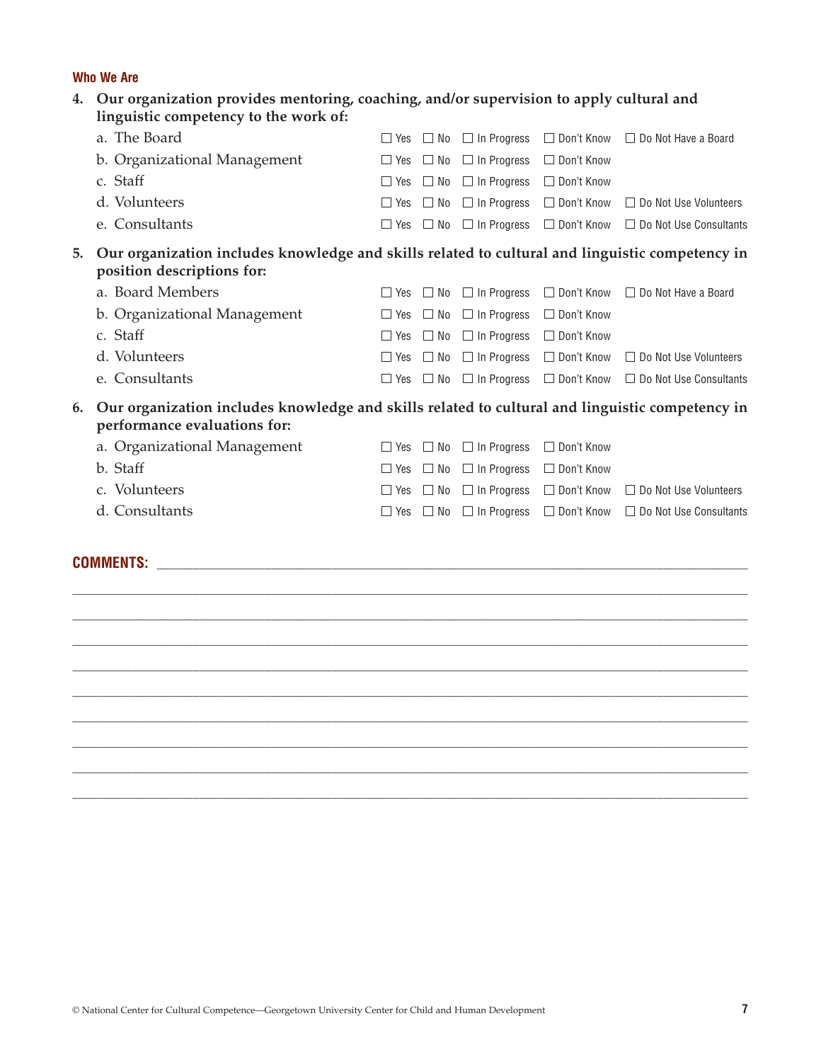### Who We Are

**4. Our organization provides mentoring, coaching, and/or supervision to apply cultural and linguistic competency to the work of:**

a. The Board ☐ Yes ☐ No ☐ In Progress ☐ Don't Know ☐ Do Not Have a Board

b. Organizational Management ☐ Yes ☐ No ☐ In Progress ☐ Don't Know

c. Staff ☐ Yes ☐ No ☐ In Progress ☐ Don't Know

d. Volunteers ☐ Yes ☐ No ☐ In Progress ☐ Don't Know ☐ Do Not Use Volunteers

e. Consultants ☐ Yes ☐ No ☐ In Progress ☐ Don't Know ☐ Do Not Use Consultants

**5. Our organization includes knowledge and skills related to cultural and linguistic competency in position descriptions for:**

a. Board Members ☐ Yes ☐ No ☐ In Progress ☐ Don't Know ☐ Do Not Have a Board

b. Organizational Management ☐ Yes ☐ No ☐ In Progress ☐ Don't Know

c. Staff ☐ Yes ☐ No ☐ In Progress ☐ Don't Know

d. Volunteers ☐ Yes ☐ No ☐ In Progress ☐ Don't Know ☐ Do Not Use Volunteers

e. Consultants ☐ Yes ☐ No ☐ In Progress ☐ Don't Know ☐ Do Not Use Consultants

**6. Our organization includes knowledge and skills related to cultural and linguistic competency in performance evaluations for:**

a. Organizational Management ☐ Yes ☐ No ☐ In Progress ☐ Don't Know

b. Staff ☐ Yes ☐ No ☐ In Progress ☐ Don't Know

c. Volunteers ☐ Yes ☐ No ☐ In Progress ☐ Don't Know ☐ Do Not Use Volunteers

d. Consultants ☐ Yes ☐ No ☐ In Progress ☐ Don't Know ☐ Do Not Use Consultants

**COMMENTS:** ____________________________________________________________

______________________________________________________________________

______________________________________________________________________

______________________________________________________________________

______________________________________________________________________

______________________________________________________________________

______________________________________________________________________

______________________________________________________________________

______________________________________________________________________

______________________________________________________________________

© National Center for Cultural Competence—Georgetown University Center for Child and Human Development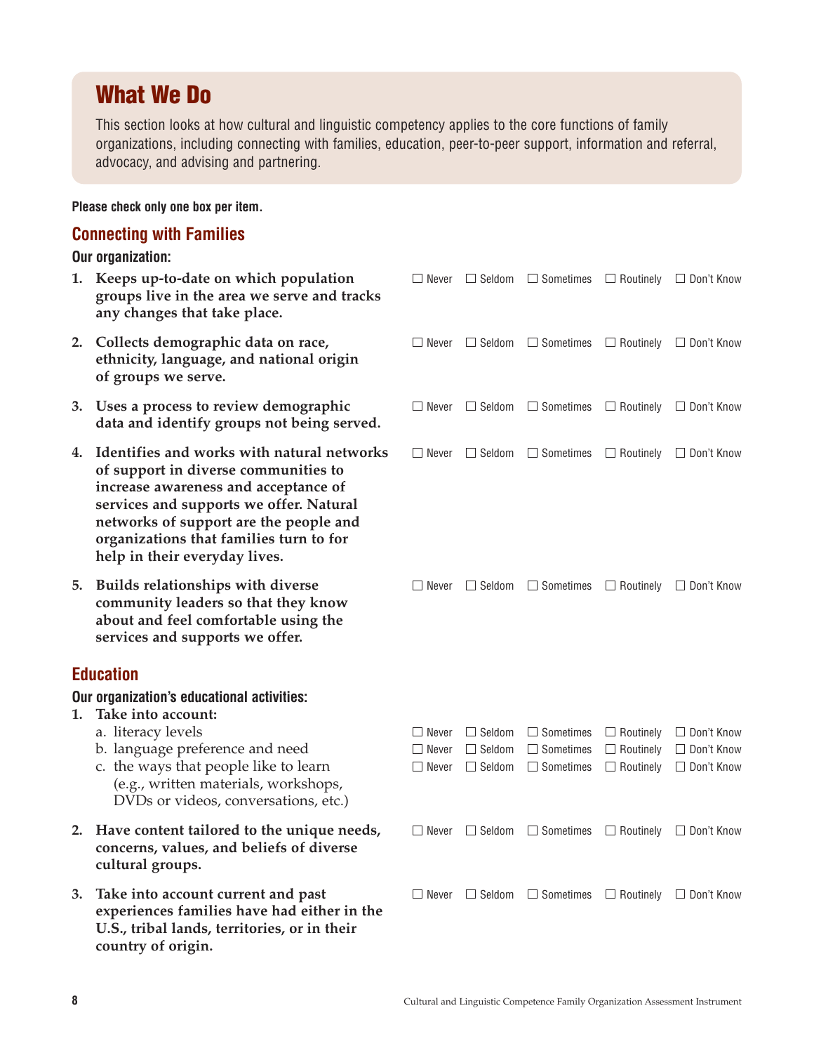## What We Do

This section looks at how cultural and linguistic competency applies to the core functions of family organizations, including connecting with families, education, peer-to-peer support, information and referral, advocacy, and advising and partnering.

**Please check only one box per item.**

### Connecting with Families

**Our organization:**

| Item | Never | Seldom | Sometimes | Routinely | Don't Know |
|---|---|---|---|---|---|
| **1. Keeps up-to-date on which population groups live in the area we serve and tracks any changes that take place.** | ☐ | ☐ | ☐ | ☐ | ☐ |
| **2. Collects demographic data on race, ethnicity, language, and national origin of groups we serve.** | ☐ | ☐ | ☐ | ☐ | ☐ |
| **3. Uses a process to review demographic data and identify groups not being served.** | ☐ | ☐ | ☐ | ☐ | ☐ |
| **4. Identifies and works with natural networks of support in diverse communities to increase awareness and acceptance of services and supports we offer. Natural networks of support are the people and organizations that families turn to for help in their everyday lives.** | ☐ | ☐ | ☐ | ☐ | ☐ |
| **5. Builds relationships with diverse community leaders so that they know about and feel comfortable using the services and supports we offer.** | ☐ | ☐ | ☐ | ☐ | ☐ |

### Education

**Our organization's educational activities:**

| Item | Never | Seldom | Sometimes | Routinely | Don't Know |
|---|---|---|---|---|---|
| **1. Take into account:** | | | | | |
| a. literacy levels | ☐ | ☐ | ☐ | ☐ | ☐ |
| b. language preference and need | ☐ | ☐ | ☐ | ☐ | ☐ |
| c. the ways that people like to learn (e.g., written materials, workshops, DVDs or videos, conversations, etc.) | ☐ | ☐ | ☐ | ☐ | ☐ |
| **2. Have content tailored to the unique needs, concerns, values, and beliefs of diverse cultural groups.** | ☐ | ☐ | ☐ | ☐ | ☐ |
| **3. Take into account current and past experiences families have had either in the U.S., tribal lands, territories, or in their country of origin.** | ☐ | ☐ | ☐ | ☐ | ☐ |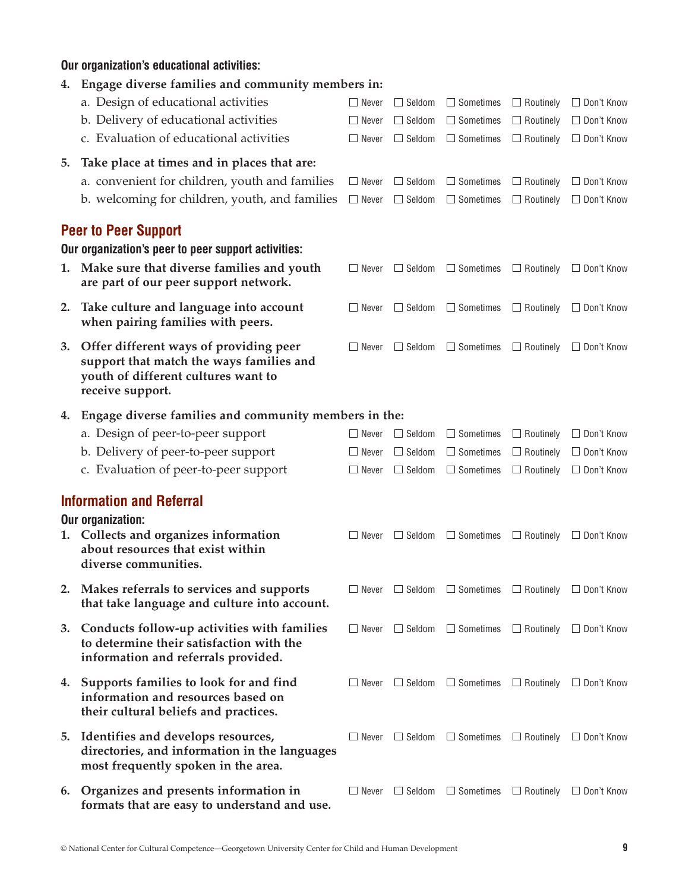**Our organization's educational activities:**

| | | | | | |
|---|---|---|---|---|---|
| **4. Engage diverse families and community members in:** | | | | | |
| a. Design of educational activities | ☐ Never | ☐ Seldom | ☐ Sometimes | ☐ Routinely | ☐ Don't Know |
| b. Delivery of educational activities | ☐ Never | ☐ Seldom | ☐ Sometimes | ☐ Routinely | ☐ Don't Know |
| c. Evaluation of educational activities | ☐ Never | ☐ Seldom | ☐ Sometimes | ☐ Routinely | ☐ Don't Know |
| **5. Take place at times and in places that are:** | | | | | |
| a. convenient for children, youth and families | ☐ Never | ☐ Seldom | ☐ Sometimes | ☐ Routinely | ☐ Don't Know |
| b. welcoming for children, youth, and families | ☐ Never | ☐ Seldom | ☐ Sometimes | ☐ Routinely | ☐ Don't Know |

## Peer to Peer Support

**Our organization's peer to peer support activities:**

| | | | | | |
|---|---|---|---|---|---|
| **1. Make sure that diverse families and youth are part of our peer support network.** | ☐ Never | ☐ Seldom | ☐ Sometimes | ☐ Routinely | ☐ Don't Know |
| **2. Take culture and language into account when pairing families with peers.** | ☐ Never | ☐ Seldom | ☐ Sometimes | ☐ Routinely | ☐ Don't Know |
| **3. Offer different ways of providing peer support that match the ways families and youth of different cultures want to receive support.** | ☐ Never | ☐ Seldom | ☐ Sometimes | ☐ Routinely | ☐ Don't Know |
| **4. Engage diverse families and community members in the:** | | | | | |
| a. Design of peer-to-peer support | ☐ Never | ☐ Seldom | ☐ Sometimes | ☐ Routinely | ☐ Don't Know |
| b. Delivery of peer-to-peer support | ☐ Never | ☐ Seldom | ☐ Sometimes | ☐ Routinely | ☐ Don't Know |
| c. Evaluation of peer-to-peer support | ☐ Never | ☐ Seldom | ☐ Sometimes | ☐ Routinely | ☐ Don't Know |

## Information and Referral

**Our organization:**

| | | | | | |
|---|---|---|---|---|---|
| **1. Collects and organizes information about resources that exist within diverse communities.** | ☐ Never | ☐ Seldom | ☐ Sometimes | ☐ Routinely | ☐ Don't Know |
| **2. Makes referrals to services and supports that take language and culture into account.** | ☐ Never | ☐ Seldom | ☐ Sometimes | ☐ Routinely | ☐ Don't Know |
| **3. Conducts follow-up activities with families to determine their satisfaction with the information and referrals provided.** | ☐ Never | ☐ Seldom | ☐ Sometimes | ☐ Routinely | ☐ Don't Know |
| **4. Supports families to look for and find information and resources based on their cultural beliefs and practices.** | ☐ Never | ☐ Seldom | ☐ Sometimes | ☐ Routinely | ☐ Don't Know |
| **5. Identifies and develops resources, directories, and information in the languages most frequently spoken in the area.** | ☐ Never | ☐ Seldom | ☐ Sometimes | ☐ Routinely | ☐ Don't Know |
| **6. Organizes and presents information in formats that are easy to understand and use.** | ☐ Never | ☐ Seldom | ☐ Sometimes | ☐ Routinely | ☐ Don't Know |

© National Center for Cultural Competence—Georgetown University Center for Child and Human Development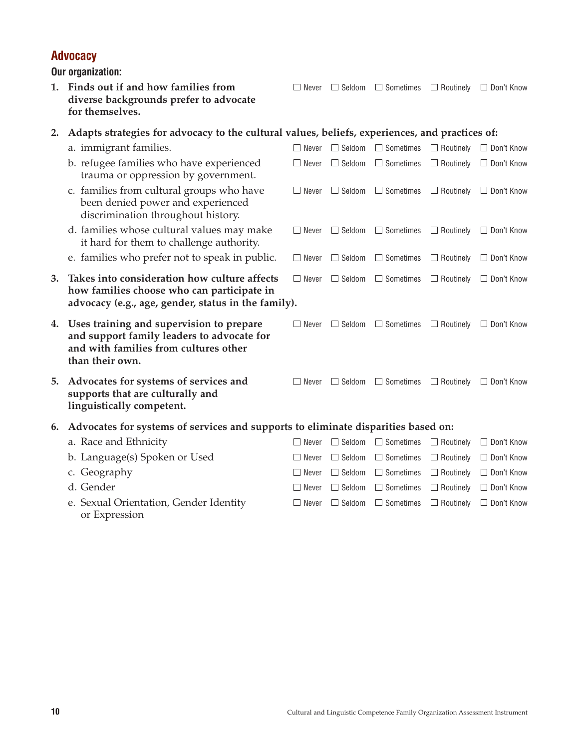## Advocacy

**Our organization:**

| | Never | Seldom | Sometimes | Routinely | Don't Know |
|---|---|---|---|---|---|
| **1. Finds out if and how families from diverse backgrounds prefer to advocate for themselves.** | ☐ | ☐ | ☐ | ☐ | ☐ |
| **2. Adapts strategies for advocacy to the cultural values, beliefs, experiences, and practices of:** | | | | | |
| a. immigrant families. | ☐ | ☐ | ☐ | ☐ | ☐ |
| b. refugee families who have experienced trauma or oppression by government. | ☐ | ☐ | ☐ | ☐ | ☐ |
| c. families from cultural groups who have been denied power and experienced discrimination throughout history. | ☐ | ☐ | ☐ | ☐ | ☐ |
| d. families whose cultural values may make it hard for them to challenge authority. | ☐ | ☐ | ☐ | ☐ | ☐ |
| e. families who prefer not to speak in public. | ☐ | ☐ | ☐ | ☐ | ☐ |
| **3. Takes into consideration how culture affects how families choose who can participate in advocacy (e.g., age, gender, status in the family).** | ☐ | ☐ | ☐ | ☐ | ☐ |
| **4. Uses training and supervision to prepare and support family leaders to advocate for and with families from cultures other than their own.** | ☐ | ☐ | ☐ | ☐ | ☐ |
| **5. Advocates for systems of services and supports that are culturally and linguistically competent.** | ☐ | ☐ | ☐ | ☐ | ☐ |
| **6. Advocates for systems of services and supports to eliminate disparities based on:** | | | | | |
| a. Race and Ethnicity | ☐ | ☐ | ☐ | ☐ | ☐ |
| b. Language(s) Spoken or Used | ☐ | ☐ | ☐ | ☐ | ☐ |
| c. Geography | ☐ | ☐ | ☐ | ☐ | ☐ |
| d. Gender | ☐ | ☐ | ☐ | ☐ | ☐ |
| e. Sexual Orientation, Gender Identity or Expression | ☐ | ☐ | ☐ | ☐ | ☐ |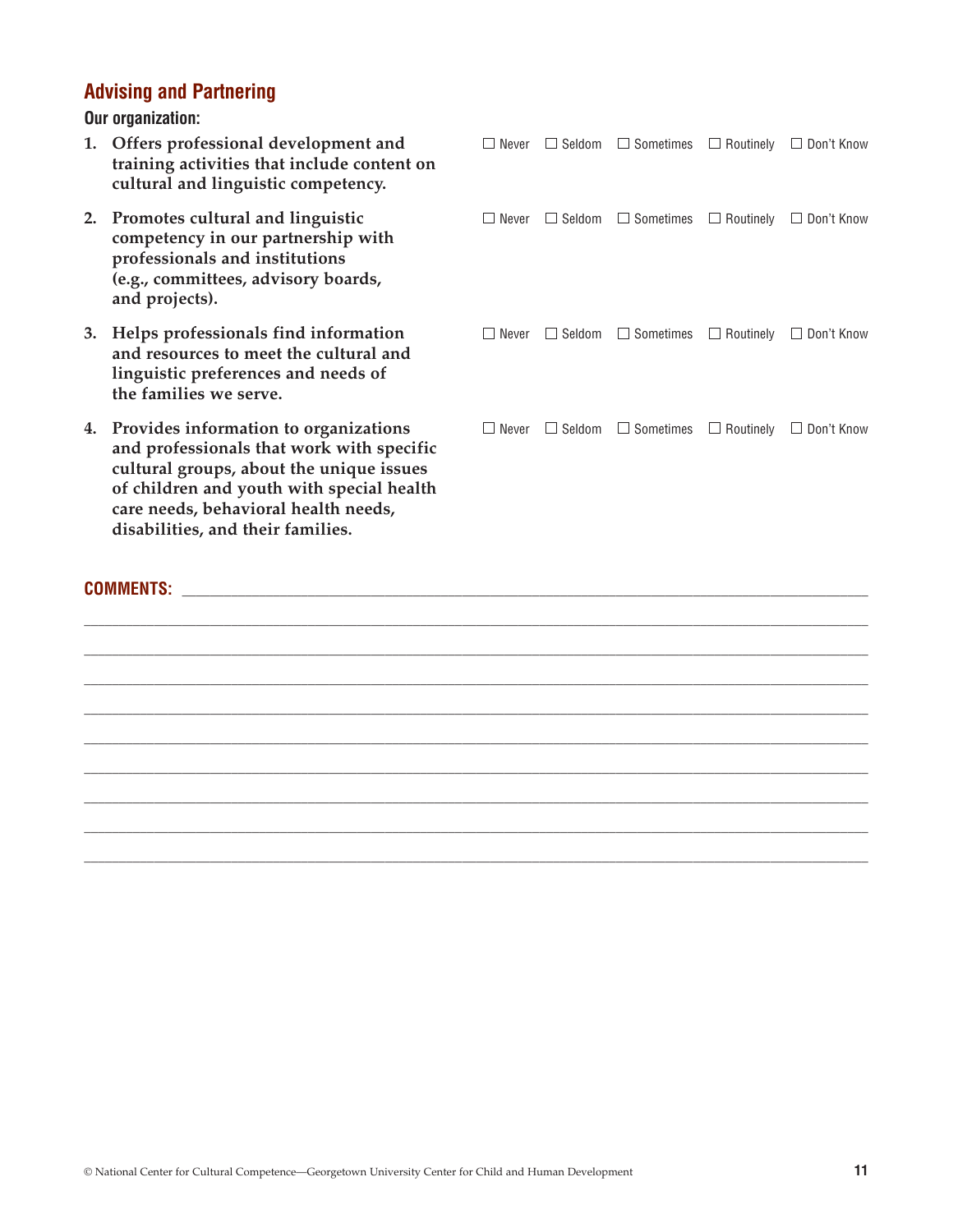## Advising and Partnering

**Our organization:**

1. **Offers professional development and training activities that include content on cultural and linguistic competency.** ☐ Never ☐ Seldom ☐ Sometimes ☐ Routinely ☐ Don't Know

2. **Promotes cultural and linguistic competency in our partnership with professionals and institutions (e.g., committees, advisory boards, and projects).** ☐ Never ☐ Seldom ☐ Sometimes ☐ Routinely ☐ Don't Know

3. **Helps professionals find information and resources to meet the cultural and linguistic preferences and needs of the families we serve.** ☐ Never ☐ Seldom ☐ Sometimes ☐ Routinely ☐ Don't Know

4. **Provides information to organizations and professionals that work with specific cultural groups, about the unique issues of children and youth with special health care needs, behavioral health needs, disabilities, and their families.** ☐ Never ☐ Seldom ☐ Sometimes ☐ Routinely ☐ Don't Know

**COMMENTS:** ____________________________________________________________

____________________________________________________________

____________________________________________________________

____________________________________________________________

____________________________________________________________

____________________________________________________________

____________________________________________________________

____________________________________________________________

____________________________________________________________

____________________________________________________________

© National Center for Cultural Competence—Georgetown University Center for Child and Human Development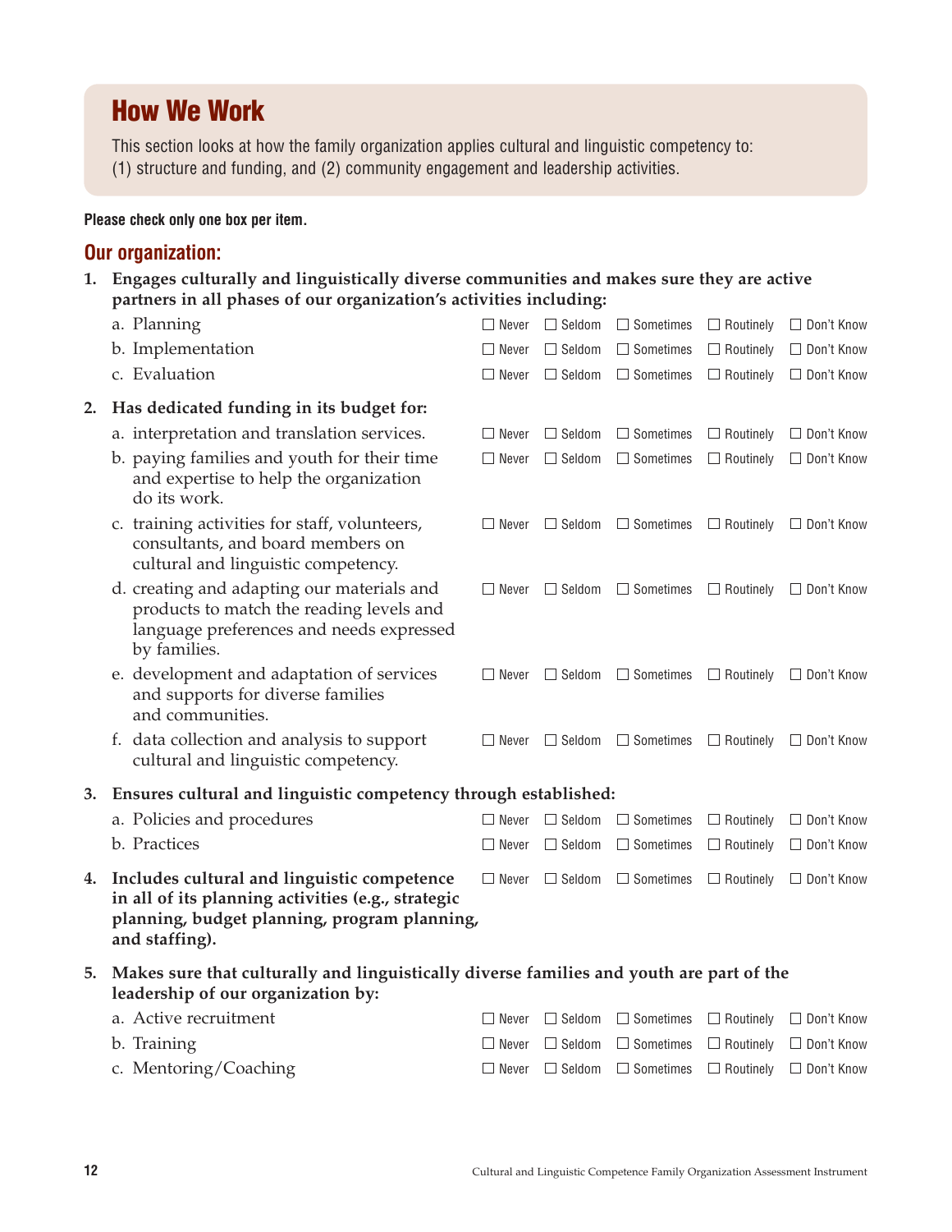# How We Work

This section looks at how the family organization applies cultural and linguistic competency to: (1) structure and funding, and (2) community engagement and leadership activities.

**Please check only one box per item.**

## Our organization:

**1. Engages culturally and linguistically diverse communities and makes sure they are active partners in all phases of our organization's activities including:**

| Item | Never | Seldom | Sometimes | Routinely | Don't Know |
|---|---|---|---|---|---|
| a. Planning | ☐ | ☐ | ☐ | ☐ | ☐ |
| b. Implementation | ☐ | ☐ | ☐ | ☐ | ☐ |
| c. Evaluation | ☐ | ☐ | ☐ | ☐ | ☐ |

**2. Has dedicated funding in its budget for:**

| Item | Never | Seldom | Sometimes | Routinely | Don't Know |
|---|---|---|---|---|---|
| a. interpretation and translation services. | ☐ | ☐ | ☐ | ☐ | ☐ |
| b. paying families and youth for their time and expertise to help the organization do its work. | ☐ | ☐ | ☐ | ☐ | ☐ |
| c. training activities for staff, volunteers, consultants, and board members on cultural and linguistic competency. | ☐ | ☐ | ☐ | ☐ | ☐ |
| d. creating and adapting our materials and products to match the reading levels and language preferences and needs expressed by families. | ☐ | ☐ | ☐ | ☐ | ☐ |
| e. development and adaptation of services and supports for diverse families and communities. | ☐ | ☐ | ☐ | ☐ | ☐ |
| f. data collection and analysis to support cultural and linguistic competency. | ☐ | ☐ | ☐ | ☐ | ☐ |

**3. Ensures cultural and linguistic competency through established:**

| Item | Never | Seldom | Sometimes | Routinely | Don't Know |
|---|---|---|---|---|---|
| a. Policies and procedures | ☐ | ☐ | ☐ | ☐ | ☐ |
| b. Practices | ☐ | ☐ | ☐ | ☐ | ☐ |

| Item | Never | Seldom | Sometimes | Routinely | Don't Know |
|---|---|---|---|---|---|
| **4. Includes cultural and linguistic competence in all of its planning activities (e.g., strategic planning, budget planning, program planning, and staffing).** | ☐ | ☐ | ☐ | ☐ | ☐ |

**5. Makes sure that culturally and linguistically diverse families and youth are part of the leadership of our organization by:**

| Item | Never | Seldom | Sometimes | Routinely | Don't Know |
|---|---|---|---|---|---|
| a. Active recruitment | ☐ | ☐ | ☐ | ☐ | ☐ |
| b. Training | ☐ | ☐ | ☐ | ☐ | ☐ |
| c. Mentoring/Coaching | ☐ | ☐ | ☐ | ☐ | ☐ |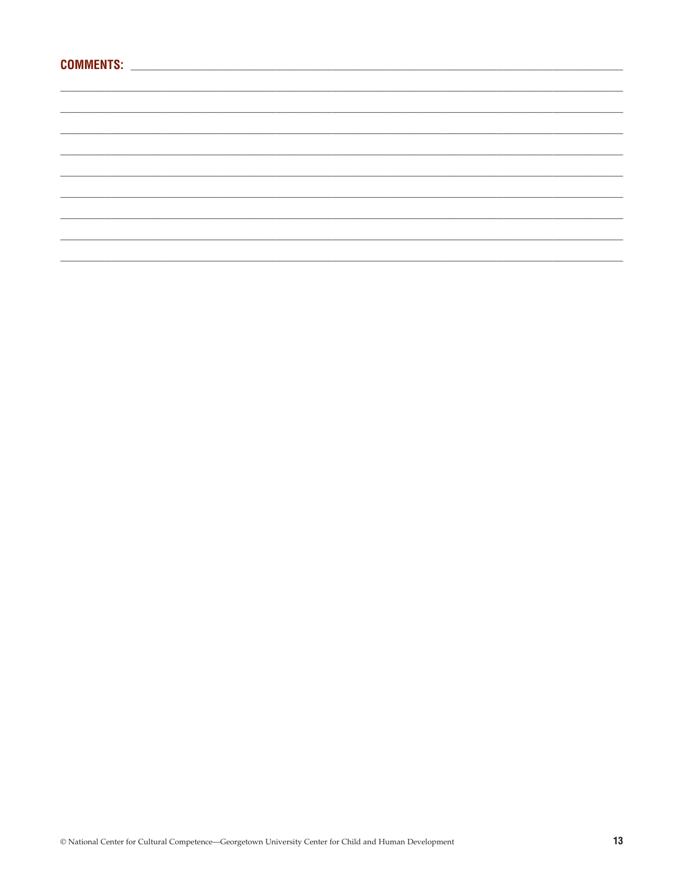**COMMENTS:** \_\_\_\_\_\_\_\_\_\_\_\_\_\_\_\_\_\_\_\_\_\_\_\_\_\_\_\_\_\_\_\_\_\_\_\_\_\_\_\_\_\_\_\_\_\_\_\_\_\_\_\_\_\_\_\_\_\_\_\_\_\_\_\_\_\_\_\_\_\_\_\_\_\_\_\_\_\_\_\_\_\_\_\_\_\_\_\_\_\_\_\_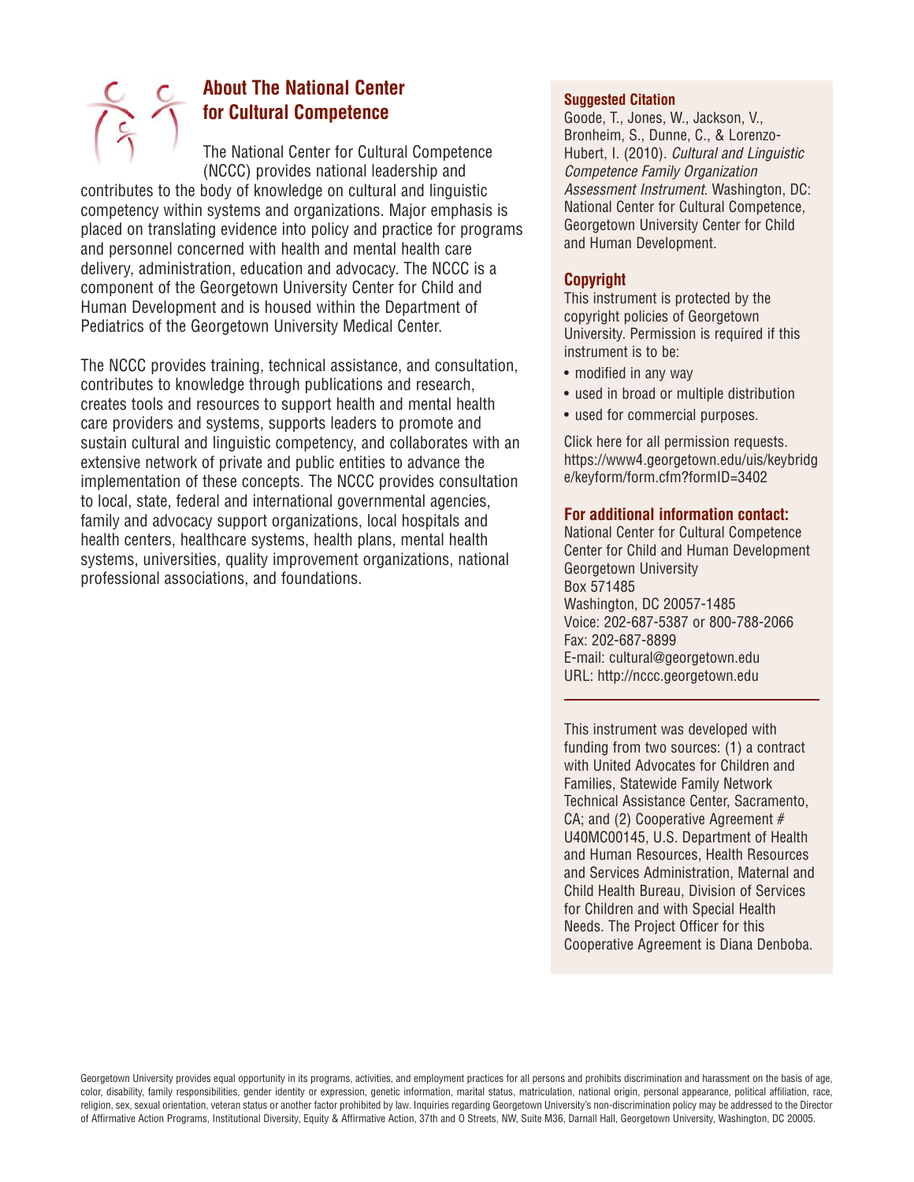## About The National Center for Cultural Competence

The National Center for Cultural Competence (NCCC) provides national leadership and contributes to the body of knowledge on cultural and linguistic competency within systems and organizations. Major emphasis is placed on translating evidence into policy and practice for programs and personnel concerned with health and mental health care delivery, administration, education and advocacy. The NCCC is a component of the Georgetown University Center for Child and Human Development and is housed within the Department of Pediatrics of the Georgetown University Medical Center.

The NCCC provides training, technical assistance, and consultation, contributes to knowledge through publications and research, creates tools and resources to support health and mental health care providers and systems, supports leaders to promote and sustain cultural and linguistic competency, and collaborates with an extensive network of private and public entities to advance the implementation of these concepts. The NCCC provides consultation to local, state, federal and international governmental agencies, family and advocacy support organizations, local hospitals and health centers, healthcare systems, health plans, mental health systems, universities, quality improvement organizations, national professional associations, and foundations.

### Suggested Citation

Goode, T., Jones, W., Jackson, V., Bronheim, S., Dunne, C., & Lorenzo-Hubert, I. (2010). *Cultural and Linguistic Competence Family Organization Assessment Instrument*. Washington, DC: National Center for Cultural Competence, Georgetown University Center for Child and Human Development.

### Copyright

This instrument is protected by the copyright policies of Georgetown University. Permission is required if this instrument is to be:

- modified in any way
- used in broad or multiple distribution
- used for commercial purposes.

Click here for all permission requests. https://www4.georgetown.edu/uis/keybridge/keyform/form.cfm?formID=3402

### For additional information contact:

National Center for Cultural Competence
Center for Child and Human Development
Georgetown University
Box 571485
Washington, DC 20057-1485
Voice: 202-687-5387 or 800-788-2066
Fax: 202-687-8899
E-mail: cultural@georgetown.edu
URL: http://nccc.georgetown.edu

---

This instrument was developed with funding from two sources: (1) a contract with United Advocates for Children and Families, Statewide Family Network Technical Assistance Center, Sacramento, CA; and (2) Cooperative Agreement # U40MC00145, U.S. Department of Health and Human Resources, Health Resources and Services Administration, Maternal and Child Health Bureau, Division of Services for Children and with Special Health Needs. The Project Officer for this Cooperative Agreement is Diana Denboba.

Georgetown University provides equal opportunity in its programs, activities, and employment practices for all persons and prohibits discrimination and harassment on the basis of age, color, disability, family responsibilities, gender identity or expression, genetic information, marital status, matriculation, national origin, personal appearance, political affiliation, race, religion, sex, sexual orientation, veteran status or another factor prohibited by law. Inquiries regarding Georgetown University's non-discrimination policy may be addressed to the Director of Affirmative Action Programs, Institutional Diversity, Equity & Affirmative Action, 37th and O Streets, NW, Suite M36, Darnall Hall, Georgetown University, Washington, DC 20005.